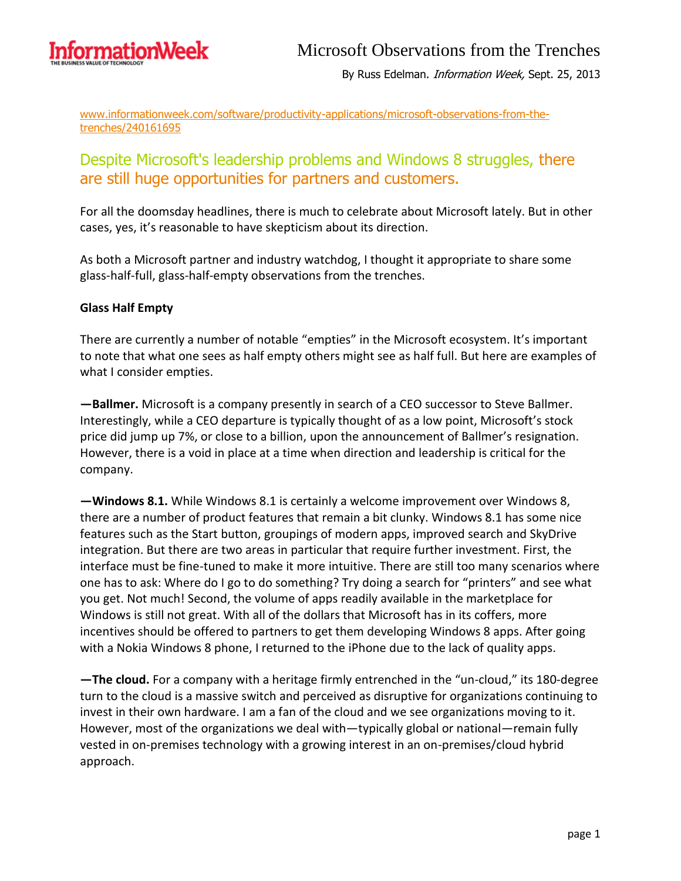# Microsoft Observations from the Trenches

By Russ Edelman. *Information Week,* Sept. 25, 2013

www.informationweek.com/software/productivity-applications/microsoft-observations-from-the-trenches/240161695

## Despite Microsoft's leadership problems and Windows 8 struggles, there are still huge opportunities for partners and customers.

For all the doomsday headlines, there is much to celebrate about Microsoft lately. But in other cases, yes, it's reasonable to have skepticism about its direction.

As both a Microsoft partner and industry watchdog, I thought it appropriate to share some glass-half-full, glass-half-empty observations from the trenches.

**Glass Half Empty**

There are currently a number of notable "empties" in the Microsoft ecosystem. It's important to note that what one sees as half empty others might see as half full. But here are examples of what I consider empties.

**—Ballmer.** Microsoft is a company presently in search of a CEO successor to Steve Ballmer. Interestingly, while a CEO departure is typically thought of as a low point, Microsoft's stock price did jump up 7%, or close to a billion, upon the announcement of Ballmer's resignation. However, there is a void in place at a time when direction and leadership is critical for the company.

**—Windows 8.1.** While Windows 8.1 is certainly a welcome improvement over Windows 8, there are a number of product features that remain a bit clunky. Windows 8.1 has some nice features such as the Start button, groupings of modern apps, improved search and SkyDrive integration. But there are two areas in particular that require further investment. First, the interface must be fine-tuned to make it more intuitive. There are still too many scenarios where one has to ask: Where do I go to do something? Try doing a search for "printers" and see what you get. Not much! Second, the volume of apps readily available in the marketplace for Windows is still not great. With all of the dollars that Microsoft has in its coffers, more incentives should be offered to partners to get them developing Windows 8 apps. After going with a Nokia Windows 8 phone, I returned to the iPhone due to the lack of quality apps.

**—The cloud.** For a company with a heritage firmly entrenched in the "un-cloud," its 180-degree turn to the cloud is a massive switch and perceived as disruptive for organizations continuing to invest in their own hardware. I am a fan of the cloud and we see organizations moving to it. However, most of the organizations we deal with—typically global or national—remain fully vested in on-premises technology with a growing interest in an on-premises/cloud hybrid approach.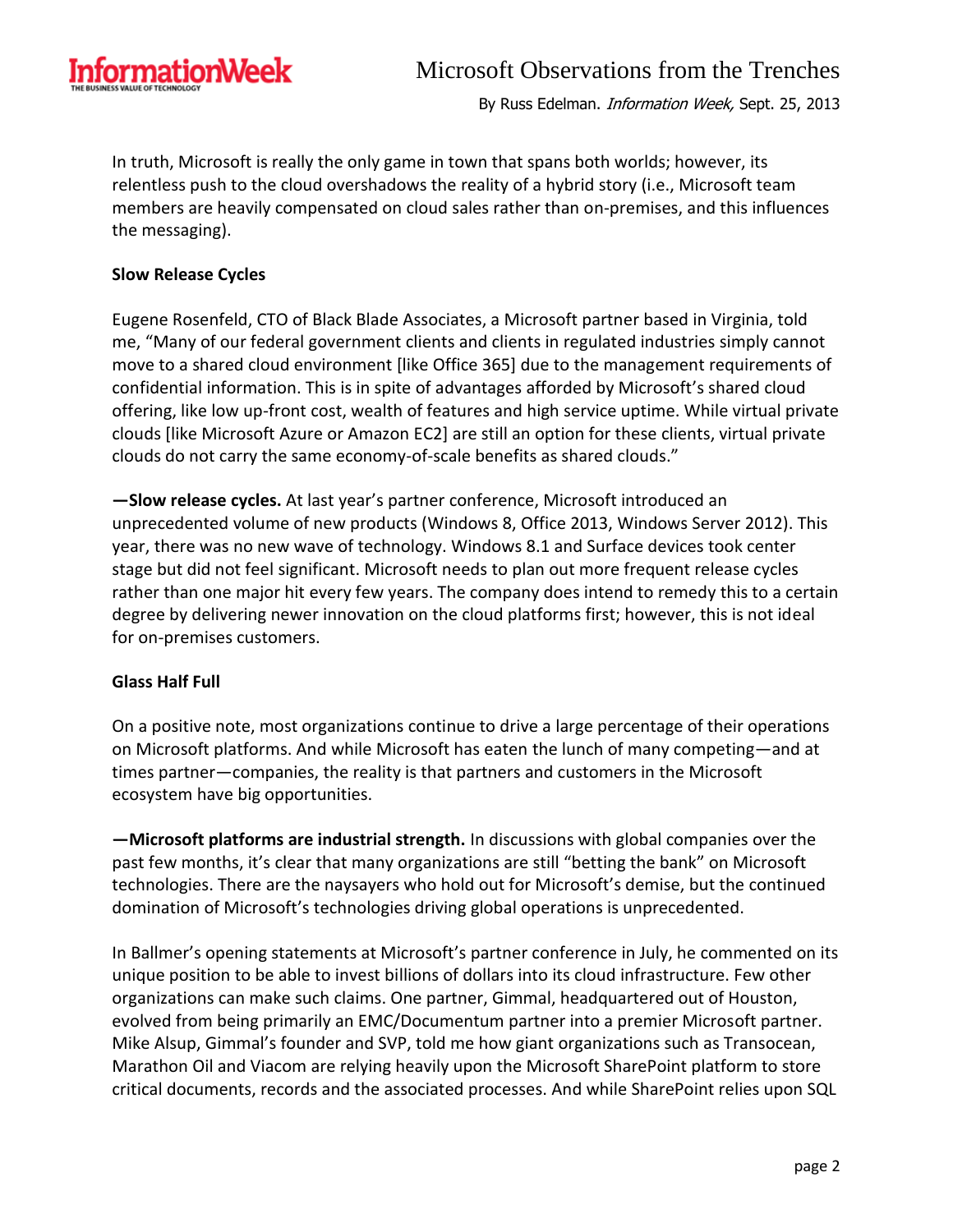In truth, Microsoft is really the only game in town that spans both worlds; however, its relentless push to the cloud overshadows the reality of a hybrid story (i.e., Microsoft team members are heavily compensated on cloud sales rather than on-premises, and this influences the messaging).

**Slow Release Cycles**

Eugene Rosenfeld, CTO of Black Blade Associates, a Microsoft partner based in Virginia, told me, "Many of our federal government clients and clients in regulated industries simply cannot move to a shared cloud environment [like Office 365] due to the management requirements of confidential information. This is in spite of advantages afforded by Microsoft's shared cloud offering, like low up-front cost, wealth of features and high service uptime. While virtual private clouds [like Microsoft Azure or Amazon EC2] are still an option for these clients, virtual private clouds do not carry the same economy-of-scale benefits as shared clouds."

**—Slow release cycles.** At last year's partner conference, Microsoft introduced an unprecedented volume of new products (Windows 8, Office 2013, Windows Server 2012). This year, there was no new wave of technology. Windows 8.1 and Surface devices took center stage but did not feel significant. Microsoft needs to plan out more frequent release cycles rather than one major hit every few years. The company does intend to remedy this to a certain degree by delivering newer innovation on the cloud platforms first; however, this is not ideal for on-premises customers.

**Glass Half Full**

On a positive note, most organizations continue to drive a large percentage of their operations on Microsoft platforms. And while Microsoft has eaten the lunch of many competing—and at times partner—companies, the reality is that partners and customers in the Microsoft ecosystem have big opportunities.

**—Microsoft platforms are industrial strength.** In discussions with global companies over the past few months, it's clear that many organizations are still "betting the bank" on Microsoft technologies. There are the naysayers who hold out for Microsoft's demise, but the continued domination of Microsoft's technologies driving global operations is unprecedented.

In Ballmer's opening statements at Microsoft's partner conference in July, he commented on its unique position to be able to invest billions of dollars into its cloud infrastructure. Few other organizations can make such claims. One partner, Gimmal, headquartered out of Houston, evolved from being primarily an EMC/Documentum partner into a premier Microsoft partner. Mike Alsup, Gimmal's founder and SVP, told me how giant organizations such as Transocean, Marathon Oil and Viacom are relying heavily upon the Microsoft SharePoint platform to store critical documents, records and the associated processes. And while SharePoint relies upon SQL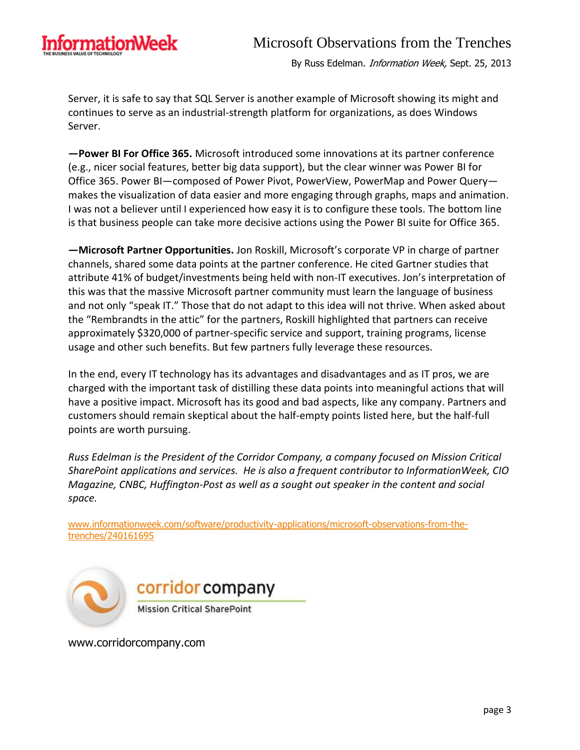Server, it is safe to say that SQL Server is another example of Microsoft showing its might and continues to serve as an industrial-strength platform for organizations, as does Windows Server.

**—Power BI For Office 365.** Microsoft introduced some innovations at its partner conference (e.g., nicer social features, better big data support), but the clear winner was Power BI for Office 365. Power BI—composed of Power Pivot, PowerView, PowerMap and Power Query—makes the visualization of data easier and more engaging through graphs, maps and animation. I was not a believer until I experienced how easy it is to configure these tools. The bottom line is that business people can take more decisive actions using the Power BI suite for Office 365.

**—Microsoft Partner Opportunities.** Jon Roskill, Microsoft's corporate VP in charge of partner channels, shared some data points at the partner conference. He cited Gartner studies that attribute 41% of budget/investments being held with non-IT executives. Jon's interpretation of this was that the massive Microsoft partner community must learn the language of business and not only "speak IT." Those that do not adapt to this idea will not thrive. When asked about the "Rembrandts in the attic" for the partners, Roskill highlighted that partners can receive approximately $320,000 of partner-specific service and support, training programs, license usage and other such benefits. But few partners fully leverage these resources.

In the end, every IT technology has its advantages and disadvantages and as IT pros, we are charged with the important task of distilling these data points into meaningful actions that will have a positive impact. Microsoft has its good and bad aspects, like any company. Partners and customers should remain skeptical about the half-empty points listed here, but the half-full points are worth pursuing.

*Russ Edelman is the President of the Corridor Company, a company focused on Mission Critical SharePoint applications and services. He is also a frequent contributor to InformationWeek, CIO Magazine, CNBC, Huffington-Post as well as a sought out speaker in the content and social space.*

[www.informationweek.com/software/productivity-applications/microsoft-observations-from-the-trenches/240161695](http://www.informationweek.com/software/productivity-applications/microsoft-observations-from-the-trenches/240161695)

corridor company
Mission Critical SharePoint

www.corridorcompany.com